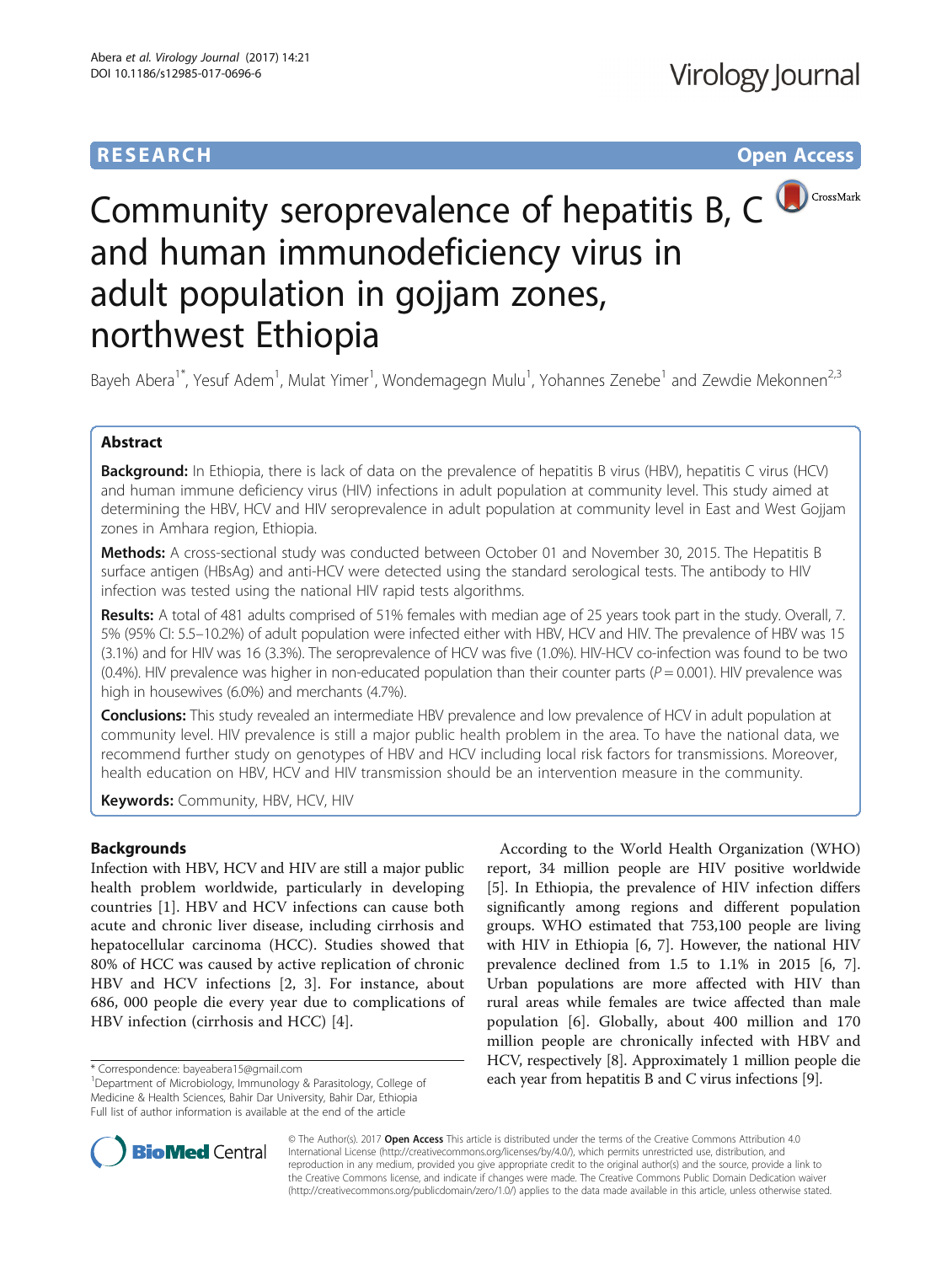RESEARCH Open Access

# Community seroprevalence of hepatitis B, C and human immunodeficiency virus in adult population in gojjam zones, northwest Ethiopia

Bayeh Abera[1*], Yesuf Adem[1], Mulat Yimer[1], Wondemagegn Mulu[1], Yohannes Zenebe[1] and Zewdie Mekonnen[2,3]

## Abstract

**Background:** In Ethiopia, there is lack of data on the prevalence of hepatitis B virus (HBV), hepatitis C virus (HCV) and human immune deficiency virus (HIV) infections in adult population at community level. This study aimed at determining the HBV, HCV and HIV seroprevalence in adult population at community level in East and West Gojjam zones in Amhara region, Ethiopia.

**Methods:** A cross-sectional study was conducted between October 01 and November 30, 2015. The Hepatitis B surface antigen (HBsAg) and anti-HCV were detected using the standard serological tests. The antibody to HIV infection was tested using the national HIV rapid tests algorithms.

**Results:** A total of 481 adults comprised of 51% females with median age of 25 years took part in the study. Overall, 7.5% (95% CI: 5.5–10.2%) of adult population were infected either with HBV, HCV and HIV. The prevalence of HBV was 15 (3.1%) and for HIV was 16 (3.3%). The seroprevalence of HCV was five (1.0%). HIV-HCV co-infection was found to be two (0.4%). HIV prevalence was higher in non-educated population than their counter parts ($P = 0.001$). HIV prevalence was high in housewives (6.0%) and merchants (4.7%).

**Conclusions:** This study revealed an intermediate HBV prevalence and low prevalence of HCV in adult population at community level. HIV prevalence is still a major public health problem in the area. To have the national data, we recommend further study on genotypes of HBV and HCV including local risk factors for transmissions. Moreover, health education on HBV, HCV and HIV transmission should be an intervention measure in the community.

**Keywords:** Community, HBV, HCV, HIV

## Backgrounds

Infection with HBV, HCV and HIV are still a major public health problem worldwide, particularly in developing countries [1]. HBV and HCV infections can cause both acute and chronic liver disease, including cirrhosis and hepatocellular carcinoma (HCC). Studies showed that 80% of HCC was caused by active replication of chronic HBV and HCV infections [2, 3]. For instance, about 686, 000 people die every year due to complications of HBV infection (cirrhosis and HCC) [4].

According to the World Health Organization (WHO) report, 34 million people are HIV positive worldwide [5]. In Ethiopia, the prevalence of HIV infection differs significantly among regions and different population groups. WHO estimated that 753,100 people are living with HIV in Ethiopia [6, 7]. However, the national HIV prevalence declined from 1.5 to 1.1% in 2015 [6, 7]. Urban populations are more affected with HIV than rural areas while females are twice affected than male population [6]. Globally, about 400 million and 170 million people are chronically infected with HBV and HCV, respectively [8]. Approximately 1 million people die each year from hepatitis B and C virus infections [9].

\* Correspondence: bayeabera15@gmail.com

[1]Department of Microbiology, Immunology & Parasitology, College of Medicine & Health Sciences, Bahir Dar University, Bahir Dar, Ethiopia

Full list of author information is available at the end of the article

© The Author(s). 2017 **Open Access** This article is distributed under the terms of the Creative Commons Attribution 4.0 International License (http://creativecommons.org/licenses/by/4.0/), which permits unrestricted use, distribution, and reproduction in any medium, provided you give appropriate credit to the original author(s) and the source, provide a link to the Creative Commons license, and indicate if changes were made. The Creative Commons Public Domain Dedication waiver (http://creativecommons.org/publicdomain/zero/1.0/) applies to the data made available in this article, unless otherwise stated.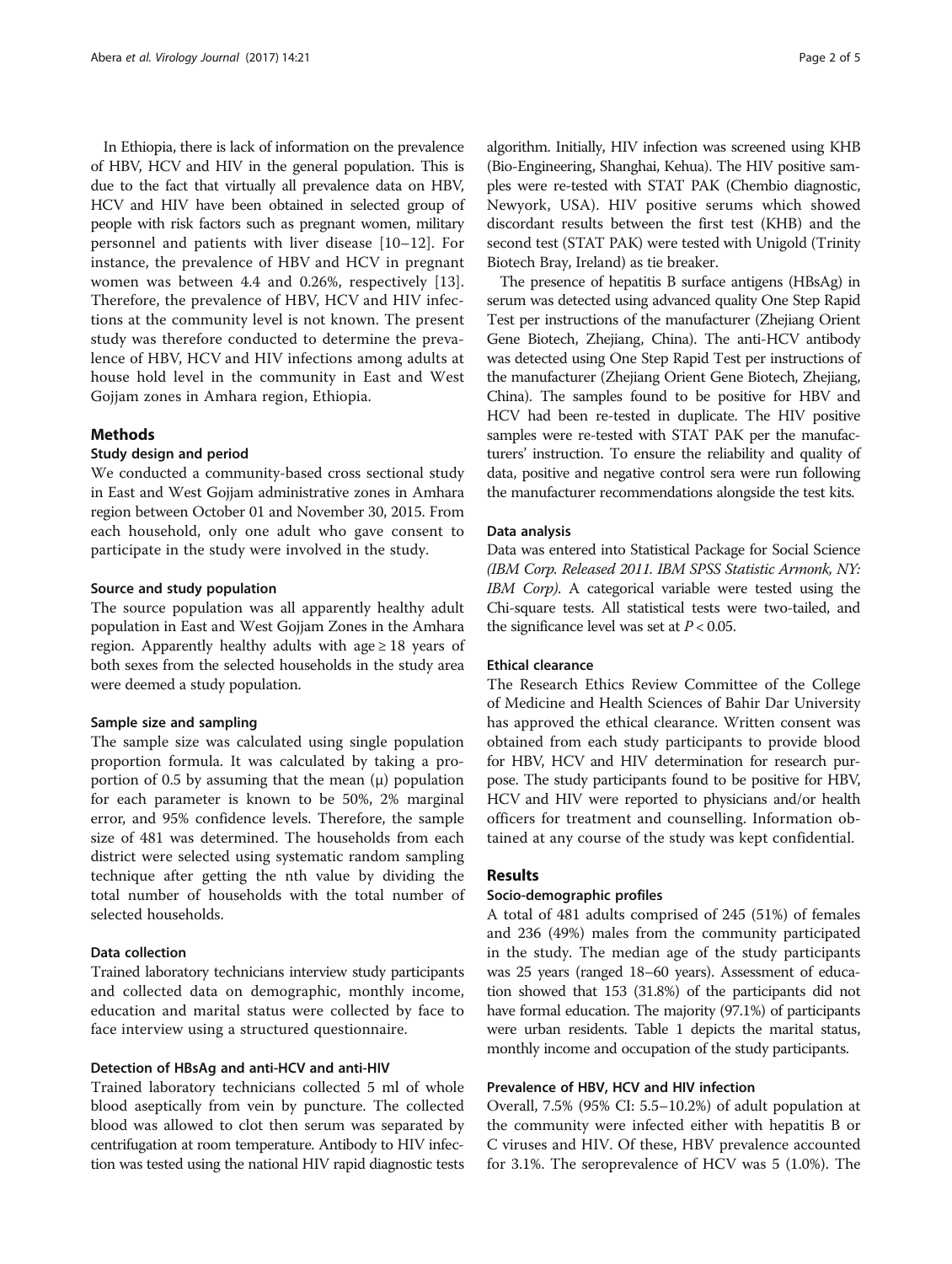In Ethiopia, there is lack of information on the prevalence of HBV, HCV and HIV in the general population. This is due to the fact that virtually all prevalence data on HBV, HCV and HIV have been obtained in selected group of people with risk factors such as pregnant women, military personnel and patients with liver disease [10–12]. For instance, the prevalence of HBV and HCV in pregnant women was between 4.4 and 0.26%, respectively [13]. Therefore, the prevalence of HBV, HCV and HIV infections at the community level is not known. The present study was therefore conducted to determine the prevalence of HBV, HCV and HIV infections among adults at house hold level in the community in East and West Gojjam zones in Amhara region, Ethiopia.

## Methods

### Study design and period

We conducted a community-based cross sectional study in East and West Gojjam administrative zones in Amhara region between October 01 and November 30, 2015. From each household, only one adult who gave consent to participate in the study were involved in the study.

### Source and study population

The source population was all apparently healthy adult population in East and West Gojjam Zones in the Amhara region. Apparently healthy adults with age ≥ 18 years of both sexes from the selected households in the study area were deemed a study population.

### Sample size and sampling

The sample size was calculated using single population proportion formula. It was calculated by taking a proportion of 0.5 by assuming that the mean (μ) population for each parameter is known to be 50%, 2% marginal error, and 95% confidence levels. Therefore, the sample size of 481 was determined. The households from each district were selected using systematic random sampling technique after getting the nth value by dividing the total number of households with the total number of selected households.

### Data collection

Trained laboratory technicians interview study participants and collected data on demographic, monthly income, education and marital status were collected by face to face interview using a structured questionnaire.

### Detection of HBsAg and anti-HCV and anti-HIV

Trained laboratory technicians collected 5 ml of whole blood aseptically from vein by puncture. The collected blood was allowed to clot then serum was separated by centrifugation at room temperature. Antibody to HIV infection was tested using the national HIV rapid diagnostic tests algorithm. Initially, HIV infection was screened using KHB (Bio-Engineering, Shanghai, Kehua). The HIV positive samples were re-tested with STAT PAK (Chembio diagnostic, Newyork, USA). HIV positive serums which showed discordant results between the first test (KHB) and the second test (STAT PAK) were tested with Unigold (Trinity Biotech Bray, Ireland) as tie breaker.

The presence of hepatitis B surface antigens (HBsAg) in serum was detected using advanced quality One Step Rapid Test per instructions of the manufacturer (Zhejiang Orient Gene Biotech, Zhejiang, China). The anti-HCV antibody was detected using One Step Rapid Test per instructions of the manufacturer (Zhejiang Orient Gene Biotech, Zhejiang, China). The samples found to be positive for HBV and HCV had been re-tested in duplicate. The HIV positive samples were re-tested with STAT PAK per the manufacturers' instruction. To ensure the reliability and quality of data, positive and negative control sera were run following the manufacturer recommendations alongside the test kits.

### Data analysis

Data was entered into Statistical Package for Social Science *(IBM Corp. Released 2011. IBM SPSS Statistic Armonk, NY: IBM Corp)*. A categorical variable were tested using the Chi-square tests. All statistical tests were two-tailed, and the significance level was set at $P < 0.05$.

### Ethical clearance

The Research Ethics Review Committee of the College of Medicine and Health Sciences of Bahir Dar University has approved the ethical clearance. Written consent was obtained from each study participants to provide blood for HBV, HCV and HIV determination for research purpose. The study participants found to be positive for HBV, HCV and HIV were reported to physicians and/or health officers for treatment and counselling. Information obtained at any course of the study was kept confidential.

## Results

### Socio-demographic profiles

A total of 481 adults comprised of 245 (51%) of females and 236 (49%) males from the community participated in the study. The median age of the study participants was 25 years (ranged 18–60 years). Assessment of education showed that 153 (31.8%) of the participants did not have formal education. The majority (97.1%) of participants were urban residents. Table 1 depicts the marital status, monthly income and occupation of the study participants.

### Prevalence of HBV, HCV and HIV infection

Overall, 7.5% (95% CI: 5.5–10.2%) of adult population at the community were infected either with hepatitis B or C viruses and HIV. Of these, HBV prevalence accounted for 3.1%. The seroprevalence of HCV was 5 (1.0%). The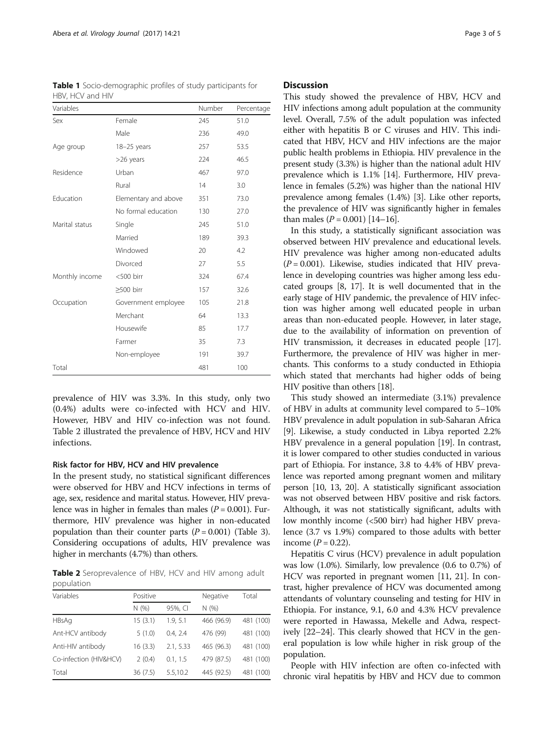**Table 1** Socio-demographic profiles of study participants for HBV, HCV and HIV

| Variables | | Number | Percentage |
|---|---|---|---|
| Sex | Female | 245 | 51.0 |
| | Male | 236 | 49.0 |
| Age group | 18–25 years | 257 | 53.5 |
| | >26 years | 224 | 46.5 |
| Residence | Urban | 467 | 97.0 |
| | Rural | 14 | 3.0 |
| Education | Elementary and above | 351 | 73.0 |
| | No formal education | 130 | 27.0 |
| Marital status | Single | 245 | 51.0 |
| | Married | 189 | 39.3 |
| | Windowed | 20 | 4.2 |
| | Divorced | 27 | 5.5 |
| Monthly income | <500 birr | 324 | 67.4 |
| | ≥500 birr | 157 | 32.6 |
| Occupation | Government employee | 105 | 21.8 |
| | Merchant | 64 | 13.3 |
| | Housewife | 85 | 17.7 |
| | Farmer | 35 | 7.3 |
| | Non-employee | 191 | 39.7 |
| Total | | 481 | 100 |

prevalence of HIV was 3.3%. In this study, only two (0.4%) adults were co-infected with HCV and HIV. However, HBV and HIV co-infection was not found. Table 2 illustrated the prevalence of HBV, HCV and HIV infections.

### Risk factor for HBV, HCV and HIV prevalence

In the present study, no statistical significant differences were observed for HBV and HCV infections in terms of age, sex, residence and marital status. However, HIV prevalence was in higher in females than males ($P = 0.001$). Furthermore, HIV prevalence was higher in non-educated population than their counter parts ($P = 0.001$) (Table 3). Considering occupations of adults, HIV prevalence was higher in merchants (4.7%) than others.

**Table 2** Seroprevalence of HBV, HCV and HIV among adult population

| Variables | Positive | | Negative | Total |
|---|---|---|---|---|
| | N (%) | 95%, CI | N (%) | |
| HBsAg | 15 (3.1) | 1.9, 5.1 | 466 (96.9) | 481 (100) |
| Ant-HCV antibody | 5 (1.0) | 0.4, 2.4 | 476 (99) | 481 (100) |
| Anti-HIV antibody | 16 (3.3) | 2.1, 5.33 | 465 (96.3) | 481 (100) |
| Co-infection (HIV&HCV) | 2 (0.4) | 0.1, 1.5 | 479 (87.5) | 481 (100) |
| Total | 36 (7.5) | 5.5,10.2 | 445 (92.5) | 481 (100) |

## Discussion

This study showed the prevalence of HBV, HCV and HIV infections among adult population at the community level. Overall, 7.5% of the adult population was infected either with hepatitis B or C viruses and HIV. This indicated that HBV, HCV and HIV infections are the major public health problems in Ethiopia. HIV prevalence in the present study (3.3%) is higher than the national adult HIV prevalence which is 1.1% [14]. Furthermore, HIV prevalence in females (5.2%) was higher than the national HIV prevalence among females (1.4%) [3]. Like other reports, the prevalence of HIV was significantly higher in females than males ($P = 0.001$) [14–16].

In this study, a statistically significant association was observed between HIV prevalence and educational levels. HIV prevalence was higher among non-educated adults ($P = 0.001$). Likewise, studies indicated that HIV prevalence in developing countries was higher among less educated groups [8, 17]. It is well documented that in the early stage of HIV pandemic, the prevalence of HIV infection was higher among well educated people in urban areas than non-educated people. However, in later stage, due to the availability of information on prevention of HIV transmission, it decreases in educated people [17]. Furthermore, the prevalence of HIV was higher in merchants. This conforms to a study conducted in Ethiopia which stated that merchants had higher odds of being HIV positive than others [18].

This study showed an intermediate (3.1%) prevalence of HBV in adults at community level compared to 5–10% HBV prevalence in adult population in sub-Saharan Africa [9]. Likewise, a study conducted in Libya reported 2.2% HBV prevalence in a general population [19]. In contrast, it is lower compared to other studies conducted in various part of Ethiopia. For instance, 3.8 to 4.4% of HBV prevalence was reported among pregnant women and military person [10, 13, 20]. A statistically significant association was not observed between HBV positive and risk factors. Although, it was not statistically significant, adults with low monthly income (<500 birr) had higher HBV prevalence (3.7 vs 1.9%) compared to those adults with better income ($P = 0.22$).

Hepatitis C virus (HCV) prevalence in adult population was low (1.0%). Similarly, low prevalence (0.6 to 0.7%) of HCV was reported in pregnant women [11, 21]. In contrast, higher prevalence of HCV was documented among attendants of voluntary counseling and testing for HIV in Ethiopia. For instance, 9.1, 6.0 and 4.3% HCV prevalence were reported in Hawassa, Mekelle and Adwa, respectively [22–24]. This clearly showed that HCV in the general population is low while higher in risk group of the population.

People with HIV infection are often co-infected with chronic viral hepatitis by HBV and HCV due to common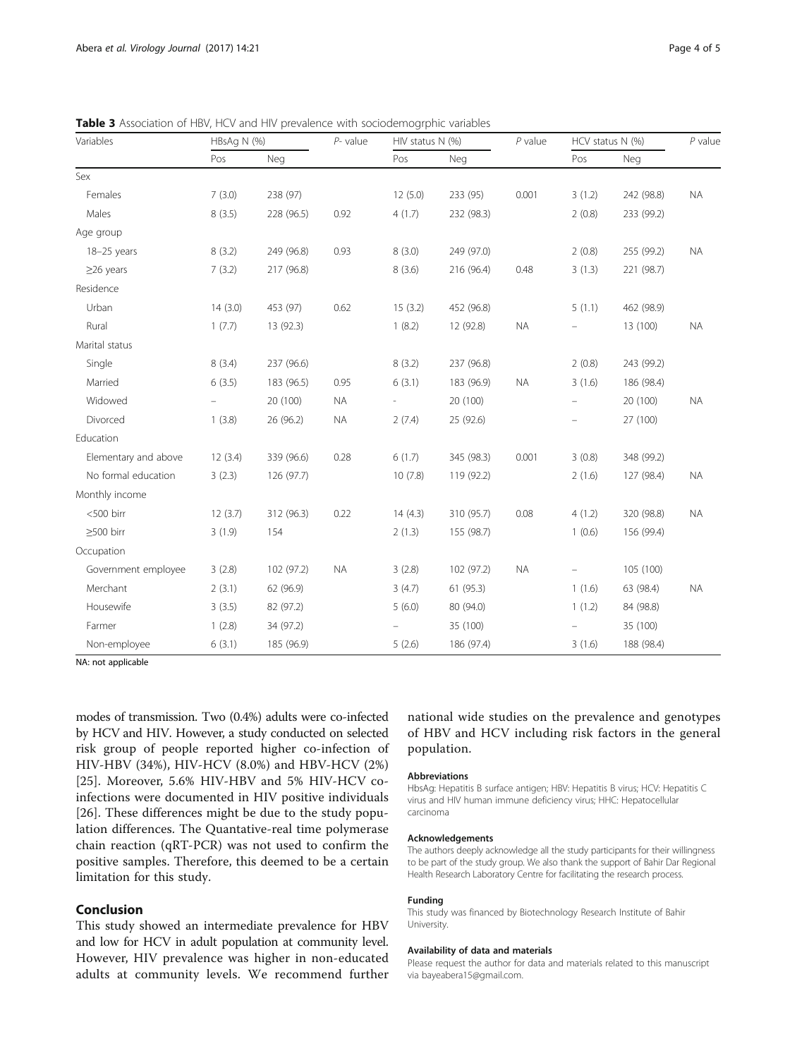**Table 3** Association of HBV, HCV and HIV prevalence with sociodemogrphic variables

| Variables | HBsAg N (%) | | *P*- value | HIV status N (%) | | *P* value | HCV status N (%) | | *P* value |
|---|---|---|---|---|---|---|---|---|---|
| | Pos | Neg | | Pos | Neg | | Pos | Neg | |
| Sex | | | | | | | | | |
| Females | 7 (3.0) | 238 (97) | | 12 (5.0) | 233 (95) | 0.001 | 3 (1.2) | 242 (98.8) | NA |
| Males | 8 (3.5) | 228 (96.5) | 0.92 | 4 (1.7) | 232 (98.3) | | 2 (0.8) | 233 (99.2) | |
| Age group | | | | | | | | | |
| 18–25 years | 8 (3.2) | 249 (96.8) | 0.93 | 8 (3.0) | 249 (97.0) | | 2 (0.8) | 255 (99.2) | NA |
| ≥26 years | 7 (3.2) | 217 (96.8) | | 8 (3.6) | 216 (96.4) | 0.48 | 3 (1.3) | 221 (98.7) | |
| Residence | | | | | | | | | |
| Urban | 14 (3.0) | 453 (97) | 0.62 | 15 (3.2) | 452 (96.8) | | 5 (1.1) | 462 (98.9) | |
| Rural | 1 (7.7) | 13 (92.3) | | 1 (8.2) | 12 (92.8) | NA | – | 13 (100) | NA |
| Marital status | | | | | | | | | |
| Single | 8 (3.4) | 237 (96.6) | | 8 (3.2) | 237 (96.8) | | 2 (0.8) | 243 (99.2) | |
| Married | 6 (3.5) | 183 (96.5) | 0.95 | 6 (3.1) | 183 (96.9) | NA | 3 (1.6) | 186 (98.4) | |
| Widowed | – | 20 (100) | NA | - | 20 (100) | | – | 20 (100) | NA |
| Divorced | 1 (3.8) | 26 (96.2) | NA | 2 (7.4) | 25 (92.6) | | – | 27 (100) | |
| Education | | | | | | | | | |
| Elementary and above | 12 (3.4) | 339 (96.6) | 0.28 | 6 (1.7) | 345 (98.3) | 0.001 | 3 (0.8) | 348 (99.2) | |
| No formal education | 3 (2.3) | 126 (97.7) | | 10 (7.8) | 119 (92.2) | | 2 (1.6) | 127 (98.4) | NA |
| Monthly income | | | | | | | | | |
| <500 birr | 12 (3.7) | 312 (96.3) | 0.22 | 14 (4.3) | 310 (95.7) | 0.08 | 4 (1.2) | 320 (98.8) | NA |
| ≥500 birr | 3 (1.9) | 154 | | 2 (1.3) | 155 (98.7) | | 1 (0.6) | 156 (99.4) | |
| Occupation | | | | | | | | | |
| Government employee | 3 (2.8) | 102 (97.2) | NA | 3 (2.8) | 102 (97.2) | NA | – | 105 (100) | |
| Merchant | 2 (3.1) | 62 (96.9) | | 3 (4.7) | 61 (95.3) | | 1 (1.6) | 63 (98.4) | NA |
| Housewife | 3 (3.5) | 82 (97.2) | | 5 (6.0) | 80 (94.0) | | 1 (1.2) | 84 (98.8) | |
| Farmer | 1 (2.8) | 34 (97.2) | | – | 35 (100) | | – | 35 (100) | |
| Non-employee | 6 (3.1) | 185 (96.9) | | 5 (2.6) | 186 (97.4) | | 3 (1.6) | 188 (98.4) | |

NA: not applicable

modes of transmission. Two (0.4%) adults were co-infected by HCV and HIV. However, a study conducted on selected risk group of people reported higher co-infection of HIV-HBV (34%), HIV-HCV (8.0%) and HBV-HCV (2%) [25]. Moreover, 5.6% HIV-HBV and 5% HIV-HCV co-infections were documented in HIV positive individuals [26]. These differences might be due to the study population differences. The Quantative-real time polymerase chain reaction (qRT-PCR) was not used to confirm the positive samples. Therefore, this deemed to be a certain limitation for this study.

## Conclusion

This study showed an intermediate prevalence for HBV and low for HCV in adult population at community level. However, HIV prevalence was higher in non-educated adults at community levels. We recommend further national wide studies on the prevalence and genotypes of HBV and HCV including risk factors in the general population.

#### Abbreviations

HbsAg: Hepatitis B surface antigen; HBV: Hepatitis B virus; HCV: Hepatitis C virus and HIV human immune deficiency virus; HHC: Hepatocellular carcinoma

#### Acknowledgements

The authors deeply acknowledge all the study participants for their willingness to be part of the study group. We also thank the support of Bahir Dar Regional Health Research Laboratory Centre for facilitating the research process.

#### Funding

This study was financed by Biotechnology Research Institute of Bahir University.

#### Availability of data and materials

Please request the author for data and materials related to this manuscript via bayeabera15@gmail.com.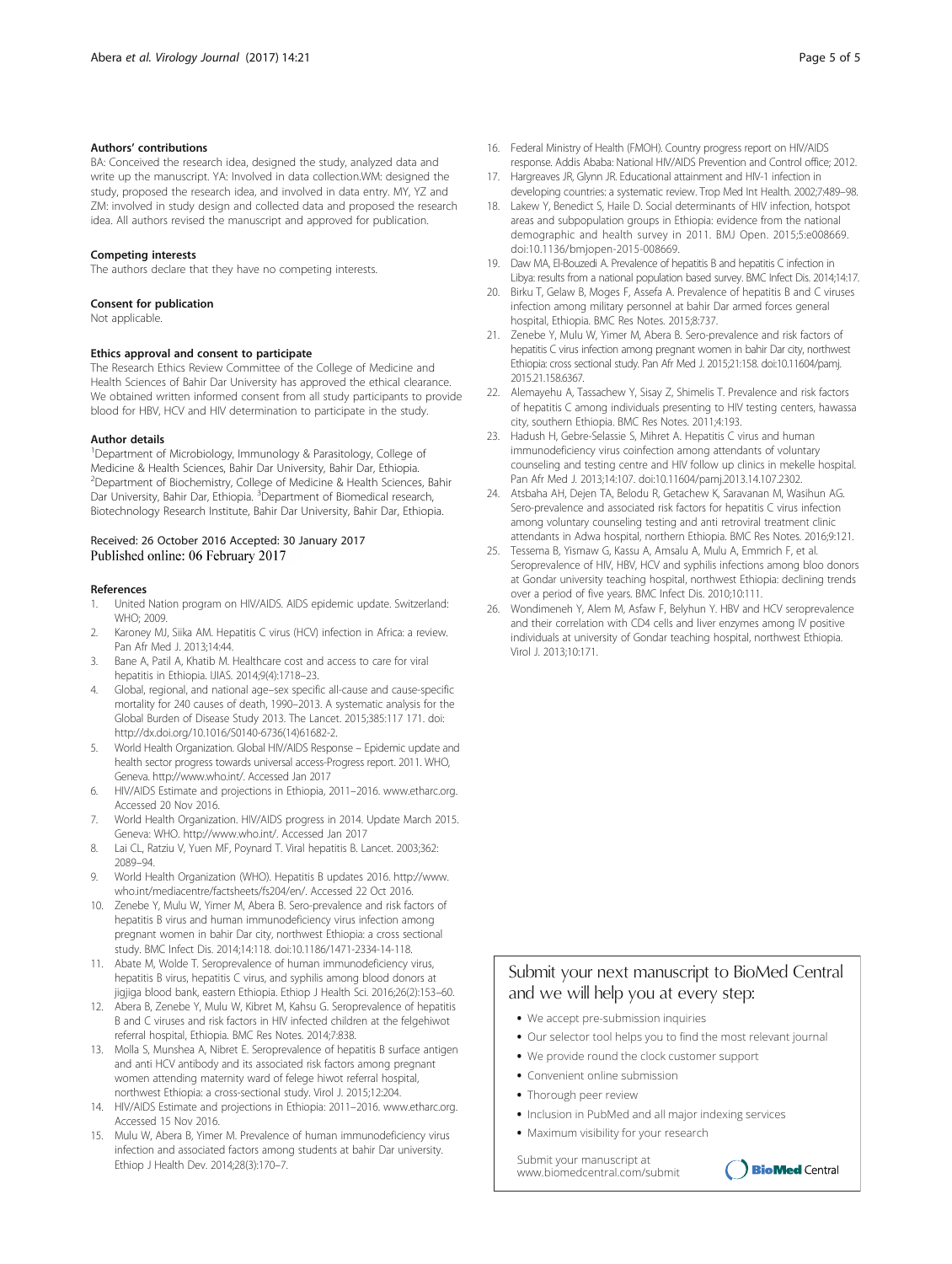### Authors' contributions

BA: Conceived the research idea, designed the study, analyzed data and write up the manuscript. YA: Involved in data collection.WM: designed the study, proposed the research idea, and involved in data entry. MY, YZ and ZM: involved in study design and collected data and proposed the research idea. All authors revised the manuscript and approved for publication.

### Competing interests

The authors declare that they have no competing interests.

### Consent for publication

Not applicable.

### Ethics approval and consent to participate

The Research Ethics Review Committee of the College of Medicine and Health Sciences of Bahir Dar University has approved the ethical clearance. We obtained written informed consent from all study participants to provide blood for HBV, HCV and HIV determination to participate in the study.

### Author details

[1]Department of Microbiology, Immunology & Parasitology, College of Medicine & Health Sciences, Bahir Dar University, Bahir Dar, Ethiopia. [2]Department of Biochemistry, College of Medicine & Health Sciences, Bahir Dar University, Bahir Dar, Ethiopia. [3]Department of Biomedical research, Biotechnology Research Institute, Bahir Dar University, Bahir Dar, Ethiopia.

Received: 26 October 2016 Accepted: 30 January 2017
Published online: 06 February 2017

### References

1. United Nation program on HIV/AIDS. AIDS epidemic update. Switzerland: WHO; 2009.
2. Karoney MJ, Siika AM. Hepatitis C virus (HCV) infection in Africa: a review. Pan Afr Med J. 2013;14:44.
3. Bane A, Patil A, Khatib M. Healthcare cost and access to care for viral hepatitis in Ethiopia. IJIAS. 2014;9(4):1718–23.
4. Global, regional, and national age–sex specific all-cause and cause-specific mortality for 240 causes of death, 1990–2013. A systematic analysis for the Global Burden of Disease Study 2013. The Lancet. 2015;385:117 171. doi: http://dx.doi.org/10.1016/S0140-6736(14)61682-2.
5. World Health Organization. Global HIV/AIDS Response – Epidemic update and health sector progress towards universal access-Progress report. 2011. WHO, Geneva. http://www.who.int/. Accessed Jan 2017
6. HIV/AIDS Estimate and projections in Ethiopia, 2011–2016. www.etharc.org. Accessed 20 Nov 2016.
7. World Health Organization. HIV/AIDS progress in 2014. Update March 2015. Geneva: WHO. http://www.who.int/. Accessed Jan 2017
8. Lai CL, Ratziu V, Yuen MF, Poynard T. Viral hepatitis B. Lancet. 2003;362: 2089–94.
9. World Health Organization (WHO). Hepatitis B updates 2016. http://www.who.int/mediacentre/factsheets/fs204/en/. Accessed 22 Oct 2016.
10. Zenebe Y, Mulu W, Yimer M, Abera B. Sero-prevalence and risk factors of hepatitis B virus and human immunodeficiency virus infection among pregnant women in bahir Dar city, northwest Ethiopia: a cross sectional study. BMC Infect Dis. 2014;14:118. doi:10.1186/1471-2334-14-118.
11. Abate M, Wolde T. Seroprevalence of human immunodeficiency virus, hepatitis B virus, hepatitis C virus, and syphilis among blood donors at jigjiga blood bank, eastern Ethiopia. Ethiop J Health Sci. 2016;26(2):153–60.
12. Abera B, Zenebe Y, Mulu W, Kibret M, Kahsu G. Seroprevalence of hepatitis B and C viruses and risk factors in HIV infected children at the felgehiwot referral hospital, Ethiopia. BMC Res Notes. 2014;7:838.
13. Molla S, Munshea A, Nibret E. Seroprevalence of hepatitis B surface antigen and anti HCV antibody and its associated risk factors among pregnant women attending maternity ward of felege hiwot referral hospital, northwest Ethiopia: a cross-sectional study. Virol J. 2015;12:204.
14. HIV/AIDS Estimate and projections in Ethiopia: 2011–2016. www.etharc.org. Accessed 15 Nov 2016.
15. Mulu W, Abera B, Yimer M. Prevalence of human immunodeficiency virus infection and associated factors among students at bahir Dar university. Ethiop J Health Dev. 2014;28(3):170–7.
16. Federal Ministry of Health (FMOH). Country progress report on HIV/AIDS response. Addis Ababa: National HIV/AIDS Prevention and Control office; 2012.
17. Hargreaves JR, Glynn JR. Educational attainment and HIV-1 infection in developing countries: a systematic review. Trop Med Int Health. 2002;7:489–98.
18. Lakew Y, Benedict S, Haile D. Social determinants of HIV infection, hotspot areas and subpopulation groups in Ethiopia: evidence from the national demographic and health survey in 2011. BMJ Open. 2015;5:e008669. doi:10.1136/bmjopen-2015-008669.
19. Daw MA, El-Bouzedi A. Prevalence of hepatitis B and hepatitis C infection in Libya: results from a national population based survey. BMC Infect Dis. 2014;14:17.
20. Birku T, Gelaw B, Moges F, Assefa A. Prevalence of hepatitis B and C viruses infection among military personnel at bahir Dar armed forces general hospital, Ethiopia. BMC Res Notes. 2015;8:737.
21. Zenebe Y, Mulu W, Yimer M, Abera B. Sero-prevalence and risk factors of hepatitis C virus infection among pregnant women in bahir Dar city, northwest Ethiopia: cross sectional study. Pan Afr Med J. 2015;21:158. doi:10.11604/pamj.2015.21.158.6367.
22. Alemayehu A, Tassachew Y, Sisay Z, Shimelis T. Prevalence and risk factors of hepatitis C among individuals presenting to HIV testing centers, hawassa city, southern Ethiopia. BMC Res Notes. 2011;4:193.
23. Hadush H, Gebre-Selassie S, Mihret A. Hepatitis C virus and human immunodeficiency virus coinfection among attendants of voluntary counseling and testing centre and HIV follow up clinics in mekelle hospital. Pan Afr Med J. 2013;14:107. doi:10.11604/pamj.2013.14.107.2302.
24. Atsbaha AH, Dejen TA, Belodu R, Getachew K, Saravanan M, Wasihun AG. Sero-prevalence and associated risk factors for hepatitis C virus infection among voluntary counseling testing and anti retroviral treatment clinic attendants in Adwa hospital, northern Ethiopia. BMC Res Notes. 2016;9:121.
25. Tessema B, Yismaw G, Kassu A, Amsalu A, Mulu A, Emmrich F, et al. Seroprevalence of HIV, HBV, HCV and syphilis infections among bloo donors at Gondar university teaching hospital, northwest Ethiopia: declining trends over a period of five years. BMC Infect Dis. 2010;10:111.
26. Wondimeneh Y, Alem M, Asfaw F, Belyhun Y. HBV and HCV seroprevalence and their correlation with CD4 cells and liver enzymes among IV positive individuals at university of Gondar teaching hospital, northwest Ethiopia. Virol J. 2013;10:171.

Submit your next manuscript to BioMed Central and we will help you at every step:

- We accept pre-submission inquiries
- Our selector tool helps you to find the most relevant journal
- We provide round the clock customer support
- Convenient online submission
- Thorough peer review
- Inclusion in PubMed and all major indexing services
- Maximum visibility for your research

Submit your manuscript at
www.biomedcentral.com/submit

BioMed Central